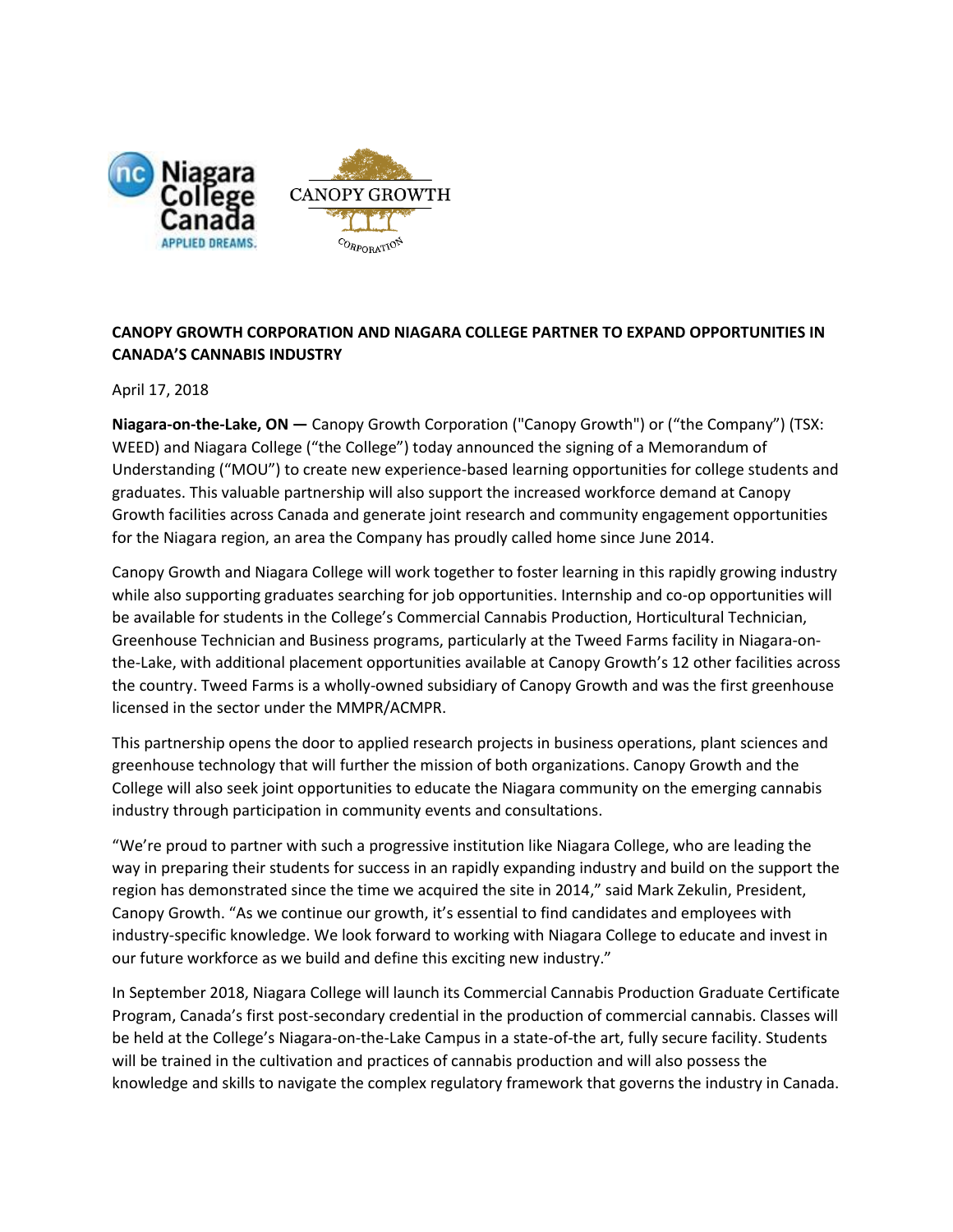**CANOPY GROWTH CORPORATION AND NIAGARA COLLEGE PARTNER TO EXPAND OPPORTUNITIES IN CANADA'S CANNABIS INDUSTRY**

April 17, 2018

**Niagara-on-the-Lake, ON —** Canopy Growth Corporation ("Canopy Growth") or ("the Company") (TSX: WEED) and Niagara College ("the College") today announced the signing of a Memorandum of Understanding ("MOU") to create new experience-based learning opportunities for college students and graduates. This valuable partnership will also support the increased workforce demand at Canopy Growth facilities across Canada and generate joint research and community engagement opportunities for the Niagara region, an area the Company has proudly called home since June 2014.

Canopy Growth and Niagara College will work together to foster learning in this rapidly growing industry while also supporting graduates searching for job opportunities. Internship and co-op opportunities will be available for students in the College's Commercial Cannabis Production, Horticultural Technician, Greenhouse Technician and Business programs, particularly at the Tweed Farms facility in Niagara-on-the-Lake, with additional placement opportunities available at Canopy Growth's 12 other facilities across the country. Tweed Farms is a wholly-owned subsidiary of Canopy Growth and was the first greenhouse licensed in the sector under the MMPR/ACMPR.

This partnership opens the door to applied research projects in business operations, plant sciences and greenhouse technology that will further the mission of both organizations. Canopy Growth and the College will also seek joint opportunities to educate the Niagara community on the emerging cannabis industry through participation in community events and consultations.

"We're proud to partner with such a progressive institution like Niagara College, who are leading the way in preparing their students for success in an rapidly expanding industry and build on the support the region has demonstrated since the time we acquired the site in 2014," said Mark Zekulin, President, Canopy Growth. "As we continue our growth, it's essential to find candidates and employees with industry-specific knowledge. We look forward to working with Niagara College to educate and invest in our future workforce as we build and define this exciting new industry."

In September 2018, Niagara College will launch its Commercial Cannabis Production Graduate Certificate Program, Canada's first post-secondary credential in the production of commercial cannabis. Classes will be held at the College's Niagara-on-the-Lake Campus in a state-of-the art, fully secure facility. Students will be trained in the cultivation and practices of cannabis production and will also possess the knowledge and skills to navigate the complex regulatory framework that governs the industry in Canada.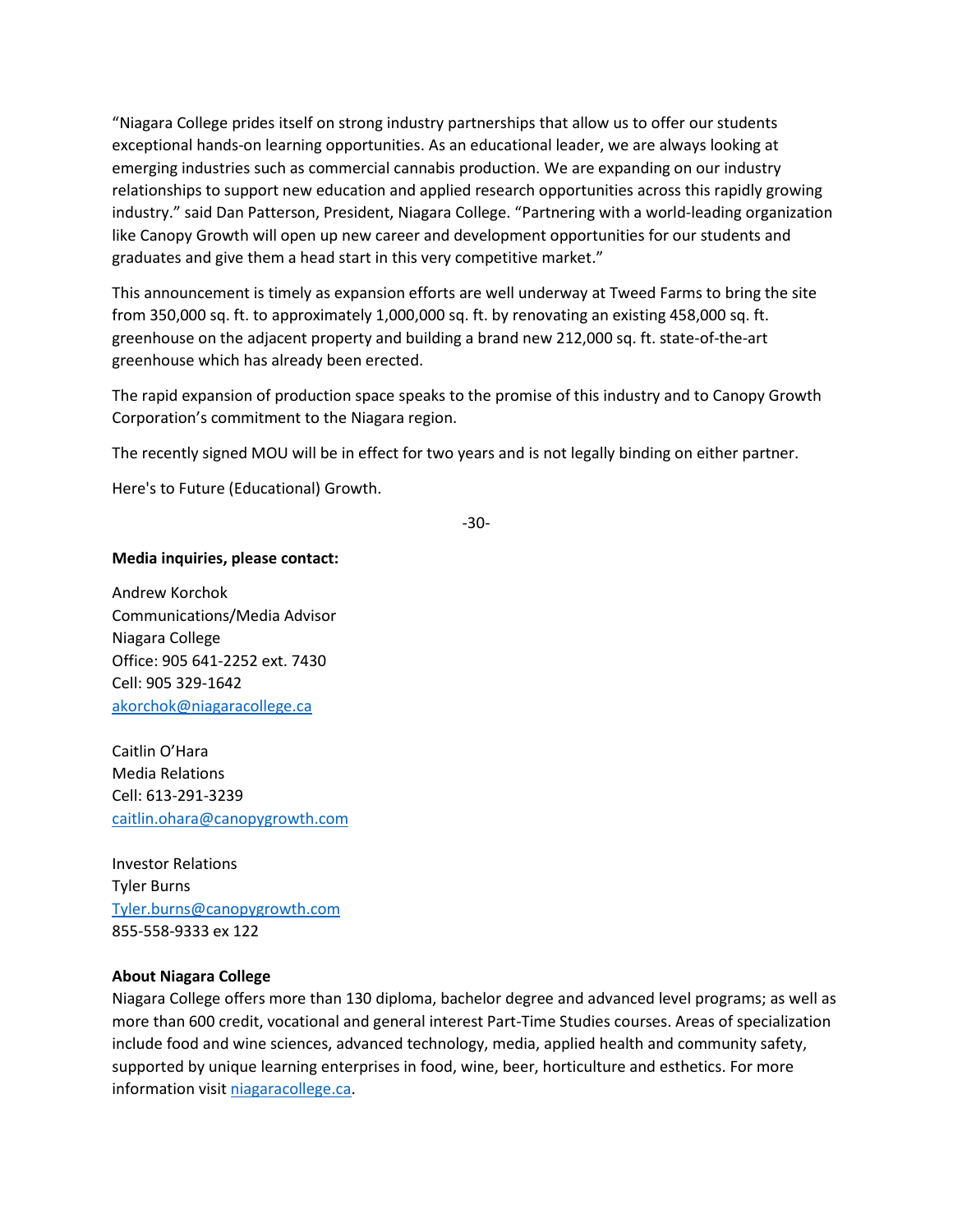"Niagara College prides itself on strong industry partnerships that allow us to offer our students exceptional hands-on learning opportunities. As an educational leader, we are always looking at emerging industries such as commercial cannabis production. We are expanding on our industry relationships to support new education and applied research opportunities across this rapidly growing industry." said Dan Patterson, President, Niagara College. "Partnering with a world-leading organization like Canopy Growth will open up new career and development opportunities for our students and graduates and give them a head start in this very competitive market."

This announcement is timely as expansion efforts are well underway at Tweed Farms to bring the site from 350,000 sq. ft. to approximately 1,000,000 sq. ft. by renovating an existing 458,000 sq. ft. greenhouse on the adjacent property and building a brand new 212,000 sq. ft. state-of-the-art greenhouse which has already been erected.

The rapid expansion of production space speaks to the promise of this industry and to Canopy Growth Corporation's commitment to the Niagara region.

The recently signed MOU will be in effect for two years and is not legally binding on either partner.

Here's to Future (Educational) Growth.

-30-

**Media inquiries, please contact:**

Andrew Korchok
Communications/Media Advisor
Niagara College
Office: 905 641-2252 ext. 7430
Cell: 905 329-1642
akorchok@niagaracollege.ca

Caitlin O'Hara
Media Relations
Cell: 613-291-3239
caitlin.ohara@canopygrowth.com

Investor Relations
Tyler Burns
Tyler.burns@canopygrowth.com
855-558-9333 ex 122

**About Niagara College**
Niagara College offers more than 130 diploma, bachelor degree and advanced level programs; as well as more than 600 credit, vocational and general interest Part-Time Studies courses. Areas of specialization include food and wine sciences, advanced technology, media, applied health and community safety, supported by unique learning enterprises in food, wine, beer, horticulture and esthetics. For more information visit niagaracollege.ca.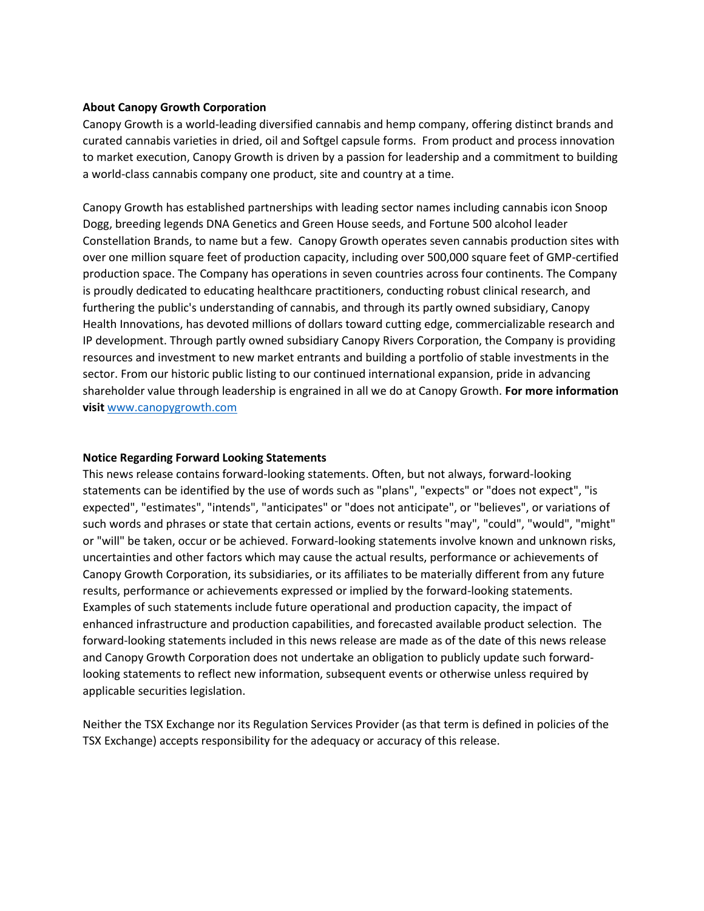**About Canopy Growth Corporation**

Canopy Growth is a world-leading diversified cannabis and hemp company, offering distinct brands and curated cannabis varieties in dried, oil and Softgel capsule forms. From product and process innovation to market execution, Canopy Growth is driven by a passion for leadership and a commitment to building a world-class cannabis company one product, site and country at a time.

Canopy Growth has established partnerships with leading sector names including cannabis icon Snoop Dogg, breeding legends DNA Genetics and Green House seeds, and Fortune 500 alcohol leader Constellation Brands, to name but a few. Canopy Growth operates seven cannabis production sites with over one million square feet of production capacity, including over 500,000 square feet of GMP-certified production space. The Company has operations in seven countries across four continents. The Company is proudly dedicated to educating healthcare practitioners, conducting robust clinical research, and furthering the public's understanding of cannabis, and through its partly owned subsidiary, Canopy Health Innovations, has devoted millions of dollars toward cutting edge, commercializable research and IP development. Through partly owned subsidiary Canopy Rivers Corporation, the Company is providing resources and investment to new market entrants and building a portfolio of stable investments in the sector. From our historic public listing to our continued international expansion, pride in advancing shareholder value through leadership is engrained in all we do at Canopy Growth. **For more information visit** [www.canopygrowth.com](www.canopygrowth.com)

**Notice Regarding Forward Looking Statements**

This news release contains forward-looking statements. Often, but not always, forward-looking statements can be identified by the use of words such as "plans", "expects" or "does not expect", "is expected", "estimates", "intends", "anticipates" or "does not anticipate", or "believes", or variations of such words and phrases or state that certain actions, events or results "may", "could", "would", "might" or "will" be taken, occur or be achieved. Forward-looking statements involve known and unknown risks, uncertainties and other factors which may cause the actual results, performance or achievements of Canopy Growth Corporation, its subsidiaries, or its affiliates to be materially different from any future results, performance or achievements expressed or implied by the forward-looking statements. Examples of such statements include future operational and production capacity, the impact of enhanced infrastructure and production capabilities, and forecasted available product selection. The forward-looking statements included in this news release are made as of the date of this news release and Canopy Growth Corporation does not undertake an obligation to publicly update such forward-looking statements to reflect new information, subsequent events or otherwise unless required by applicable securities legislation.

Neither the TSX Exchange nor its Regulation Services Provider (as that term is defined in policies of the TSX Exchange) accepts responsibility for the adequacy or accuracy of this release.